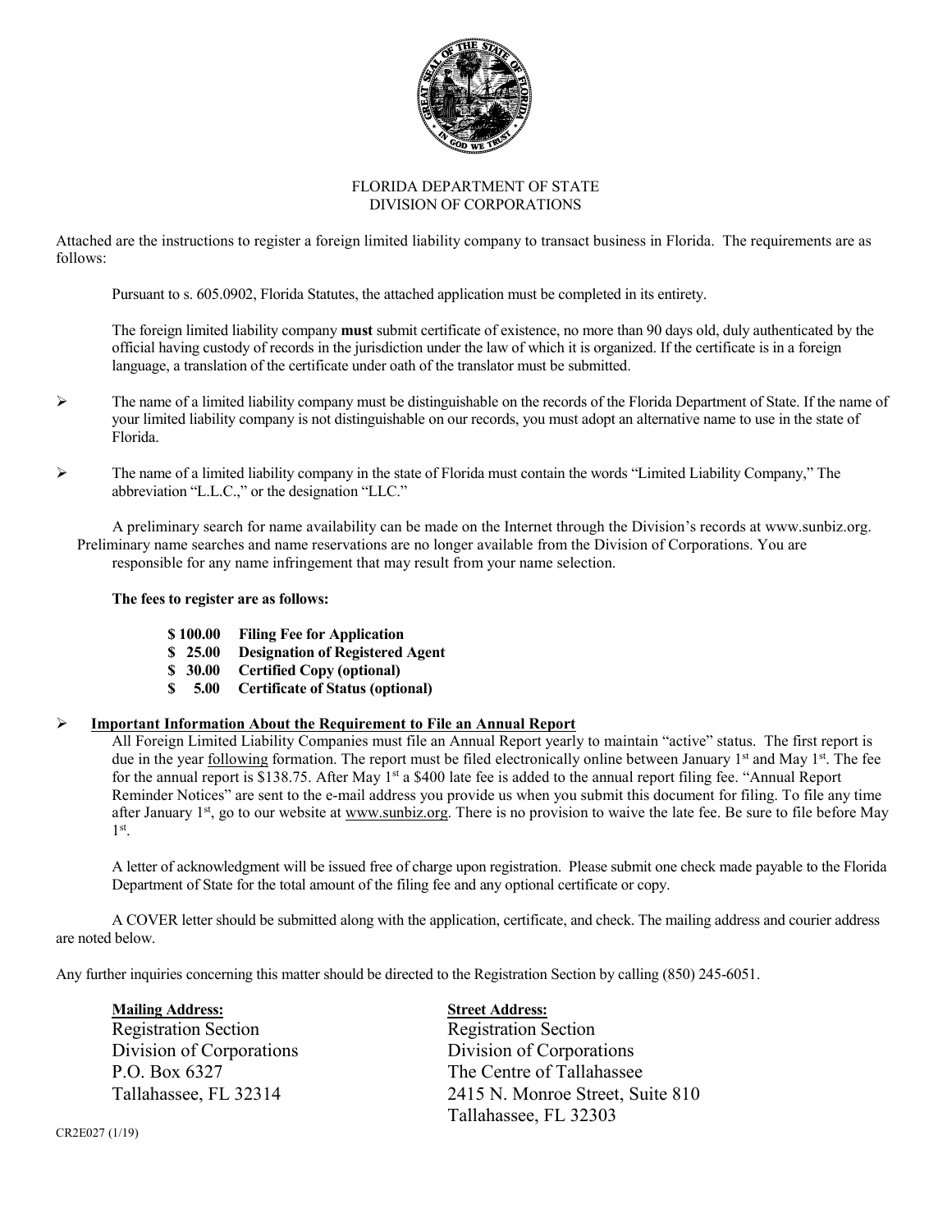FLORIDA DEPARTMENT OF STATE
DIVISION OF CORPORATIONS

Attached are the instructions to register a foreign limited liability company to transact business in Florida. The requirements are as follows:

Pursuant to s. 605.0902, Florida Statutes, the attached application must be completed in its entirety.

The foreign limited liability company **must** submit certificate of existence, no more than 90 days old, duly authenticated by the official having custody of records in the jurisdiction under the law of which it is organized. If the certificate is in a foreign language, a translation of the certificate under oath of the translator must be submitted.

- The name of a limited liability company must be distinguishable on the records of the Florida Department of State. If the name of your limited liability company is not distinguishable on our records, you must adopt an alternative name to use in the state of Florida.

- The name of a limited liability company in the state of Florida must contain the words "Limited Liability Company," The abbreviation "L.L.C.," or the designation "LLC."

A preliminary search for name availability can be made on the Internet through the Division's records at www.sunbiz.org. Preliminary name searches and name reservations are no longer available from the Division of Corporations. You are responsible for any name infringement that may result from your name selection.

**The fees to register are as follows:**

**$ 100.00 Filing Fee for Application**
**$ 25.00 Designation of Registered Agent**
**$ 30.00 Certified Copy (optional)**
**$ 5.00 Certificate of Status (optional)**

- **Important Information About the Requirement to File an Annual Report**

All Foreign Limited Liability Companies must file an Annual Report yearly to maintain "active" status. The first report is due in the year following formation. The report must be filed electronically online between January 1st and May 1st. The fee for the annual report is $138.75. After May 1st a $400 late fee is added to the annual report filing fee. "Annual Report Reminder Notices" are sent to the e-mail address you provide us when you submit this document for filing. To file any time after January 1st, go to our website at www.sunbiz.org. There is no provision to waive the late fee. Be sure to file before May 1st.

A letter of acknowledgment will be issued free of charge upon registration. Please submit one check made payable to the Florida Department of State for the total amount of the filing fee and any optional certificate or copy.

A COVER letter should be submitted along with the application, certificate, and check. The mailing address and courier address are noted below.

Any further inquiries concerning this matter should be directed to the Registration Section by calling (850) 245-6051.

**Mailing Address:**
Registration Section
Division of Corporations
P.O. Box 6327
Tallahassee, FL 32314

**Street Address:**
Registration Section
Division of Corporations
The Centre of Tallahassee
2415 N. Monroe Street, Suite 810
Tallahassee, FL 32303

CR2E027 (1/19)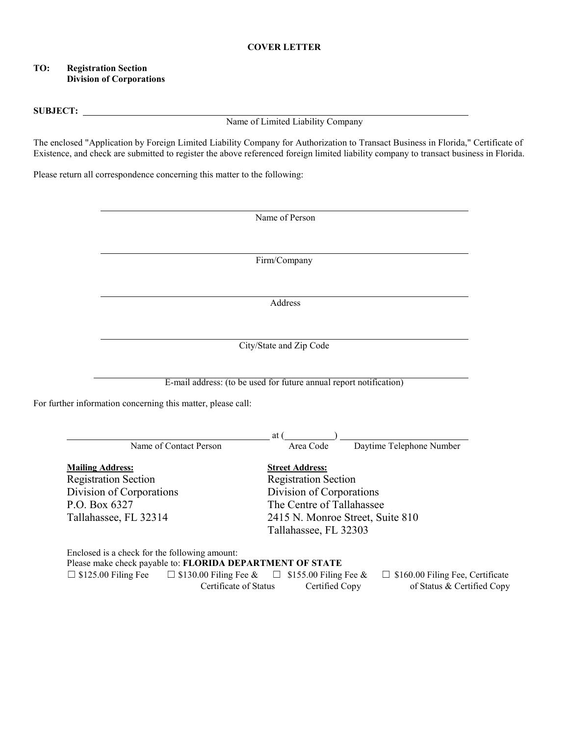**COVER LETTER**

**TO: Registration Section**
**Division of Corporations**

**SUBJECT:** ______________________________________________
Name of Limited Liability Company

The enclosed "Application by Foreign Limited Liability Company for Authorization to Transact Business in Florida," Certificate of Existence, and check are submitted to register the above referenced foreign limited liability company to transact business in Florida.

Please return all correspondence concerning this matter to the following:

______________________________________________
Name of Person

______________________________________________
Firm/Company

______________________________________________
Address

______________________________________________
City/State and Zip Code

______________________________________________
E-mail address: (to be used for future annual report notification)

For further information concerning this matter, please call:

______________________________ at (__________) ______________________
Name of Contact Person — Area Code — Daytime Telephone Number

**Mailing Address:**
Registration Section
Division of Corporations
P.O. Box 6327
Tallahassee, FL 32314

**Street Address:**
Registration Section
Division of Corporations
The Centre of Tallahassee
2415 N. Monroe Street, Suite 810
Tallahassee, FL 32303

Enclosed is a check for the following amount:
Please make check payable to: **FLORIDA DEPARTMENT OF STATE**

☐ $125.00 Filing Fee ☐ $130.00 Filing Fee & Certificate of Status ☐ $155.00 Filing Fee & Certified Copy ☐ $160.00 Filing Fee, Certificate of Status & Certified Copy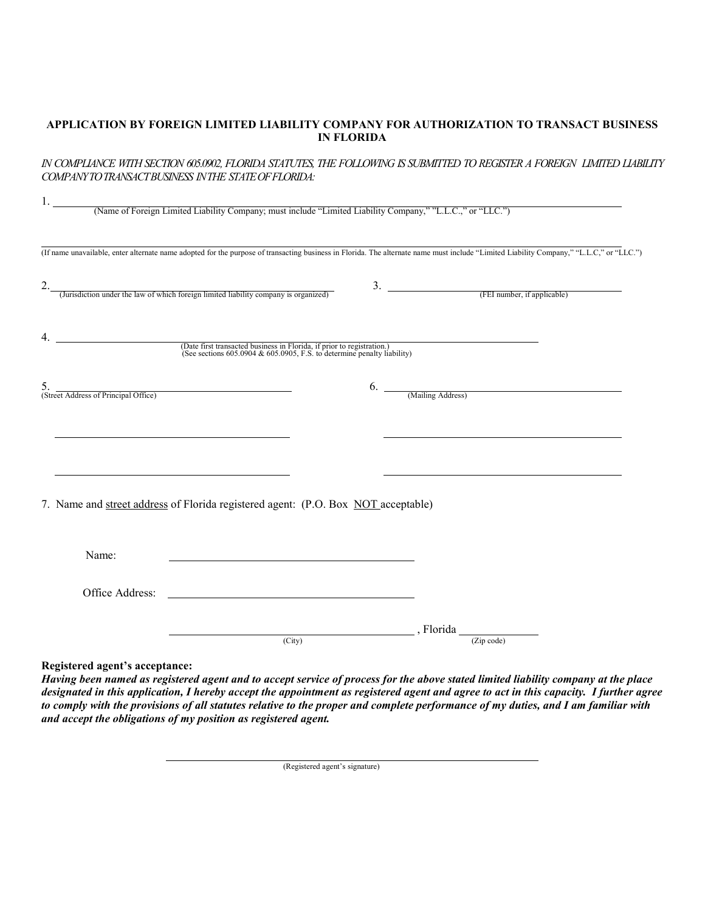## APPLICATION BY FOREIGN LIMITED LIABILITY COMPANY FOR AUTHORIZATION TO TRANSACT BUSINESS IN FLORIDA

*IN COMPLIANCE WITH SECTION 605.0902, FLORIDA STATUTES, THE FOLLOWING IS SUBMITTED TO REGISTER A FOREIGN LIMITED LIABILITY COMPANY TO TRANSACT BUSINESS IN THE STATE OF FLORIDA:*

1. ______________________________________________
(Name of Foreign Limited Liability Company; must include "Limited Liability Company," "L.L.C.," or "LLC.")

______________________________________________
(If name unavailable, enter alternate name adopted for the purpose of transacting business in Florida. The alternate name must include "Limited Liability Company," "L.L.C," or "LLC.")

2. ______________________________________________
(Jurisdiction under the law of which foreign limited liability company is organized)

3. ______________________________________________
(FEI number, if applicable)

4. ______________________________________________
(Date first transacted business in Florida, if prior to registration.)
(See sections 605.0904 & 605.0905, F.S. to determine penalty liability)

5. ______________________________________________
(Street Address of Principal Office)

______________________________________________

______________________________________________

6. ______________________________________________
(Mailing Address)

______________________________________________

______________________________________________

7. Name and street address of Florida registered agent: (P.O. Box NOT acceptable)

Name: ______________________________________________

Office Address: ______________________________________________

______________________________________________ , Florida ______________
(City) (Zip code)

**Registered agent's acceptance:**

***Having been named as registered agent and to accept service of process for the above stated limited liability company at the place designated in this application, I hereby accept the appointment as registered agent and agree to act in this capacity. I further agree to comply with the provisions of all statutes relative to the proper and complete performance of my duties, and I am familiar with and accept the obligations of my position as registered agent.***

______________________________________________
(Registered agent's signature)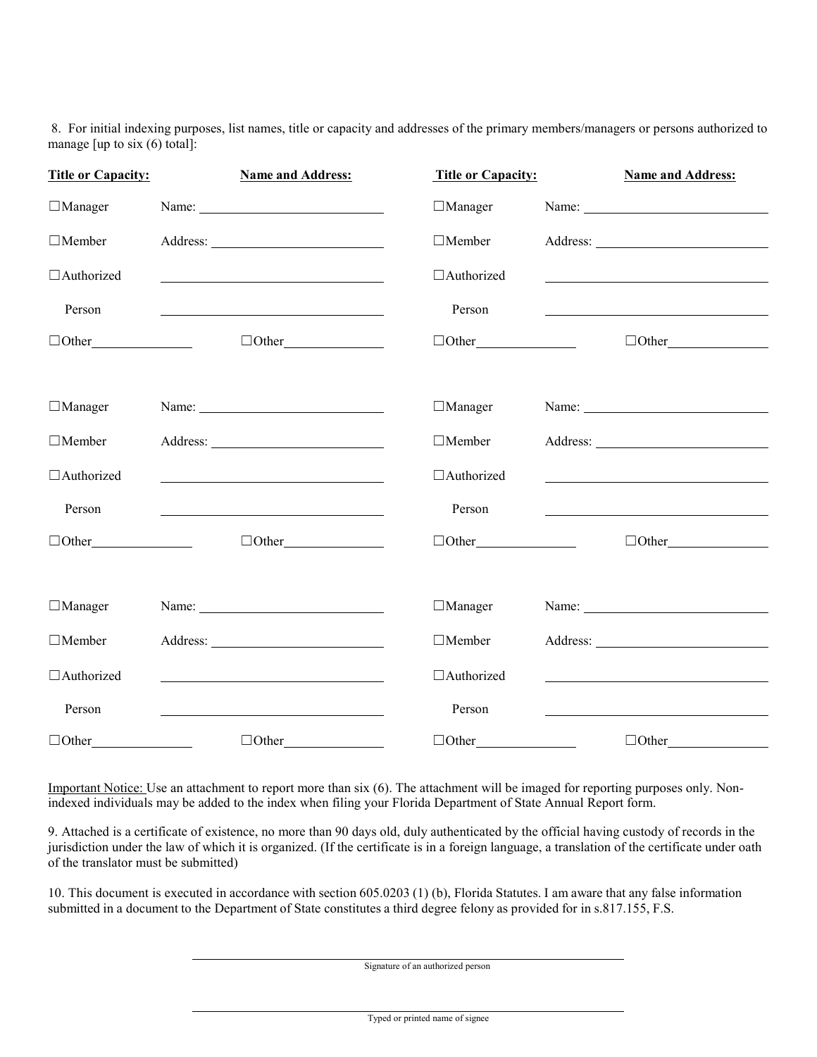8. For initial indexing purposes, list names, title or capacity and addresses of the primary members/managers or persons authorized to manage [up to six (6) total]:

| **Title or Capacity:** | **Name and Address:** | **Title or Capacity:** | **Name and Address:** |
|---|---|---|---|
| ☐Manager | Name: ______________________ | ☐Manager | Name: ______________________ |
| ☐Member | Address: ____________________ | ☐Member | Address: ____________________ |
| ☐Authorized | ____________________________ | ☐Authorized | ____________________________ |
| Person | ____________________________ | Person | ____________________________ |
| ☐Other____________ | ☐Other____________ | ☐Other____________ | ☐Other____________ |
| ☐Manager | Name: ______________________ | ☐Manager | Name: ______________________ |
| ☐Member | Address: ____________________ | ☐Member | Address: ____________________ |
| ☐Authorized | ____________________________ | ☐Authorized | ____________________________ |
| Person | ____________________________ | Person | ____________________________ |
| ☐Other____________ | ☐Other____________ | ☐Other____________ | ☐Other____________ |
| ☐Manager | Name: ______________________ | ☐Manager | Name: ______________________ |
| ☐Member | Address: ____________________ | ☐Member | Address: ____________________ |
| ☐Authorized | ____________________________ | ☐Authorized | ____________________________ |
| Person | ____________________________ | Person | ____________________________ |
| ☐Other____________ | ☐Other____________ | ☐Other____________ | ☐Other____________ |

Important Notice: Use an attachment to report more than six (6). The attachment will be imaged for reporting purposes only. Non-indexed individuals may be added to the index when filing your Florida Department of State Annual Report form.

9. Attached is a certificate of existence, no more than 90 days old, duly authenticated by the official having custody of records in the jurisdiction under the law of which it is organized. (If the certificate is in a foreign language, a translation of the certificate under oath of the translator must be submitted)

10. This document is executed in accordance with section 605.0203 (1) (b), Florida Statutes. I am aware that any false information submitted in a document to the Department of State constitutes a third degree felony as provided for in s.817.155, F.S.

______________________________________________
Signature of an authorized person

______________________________________________
Typed or printed name of signee